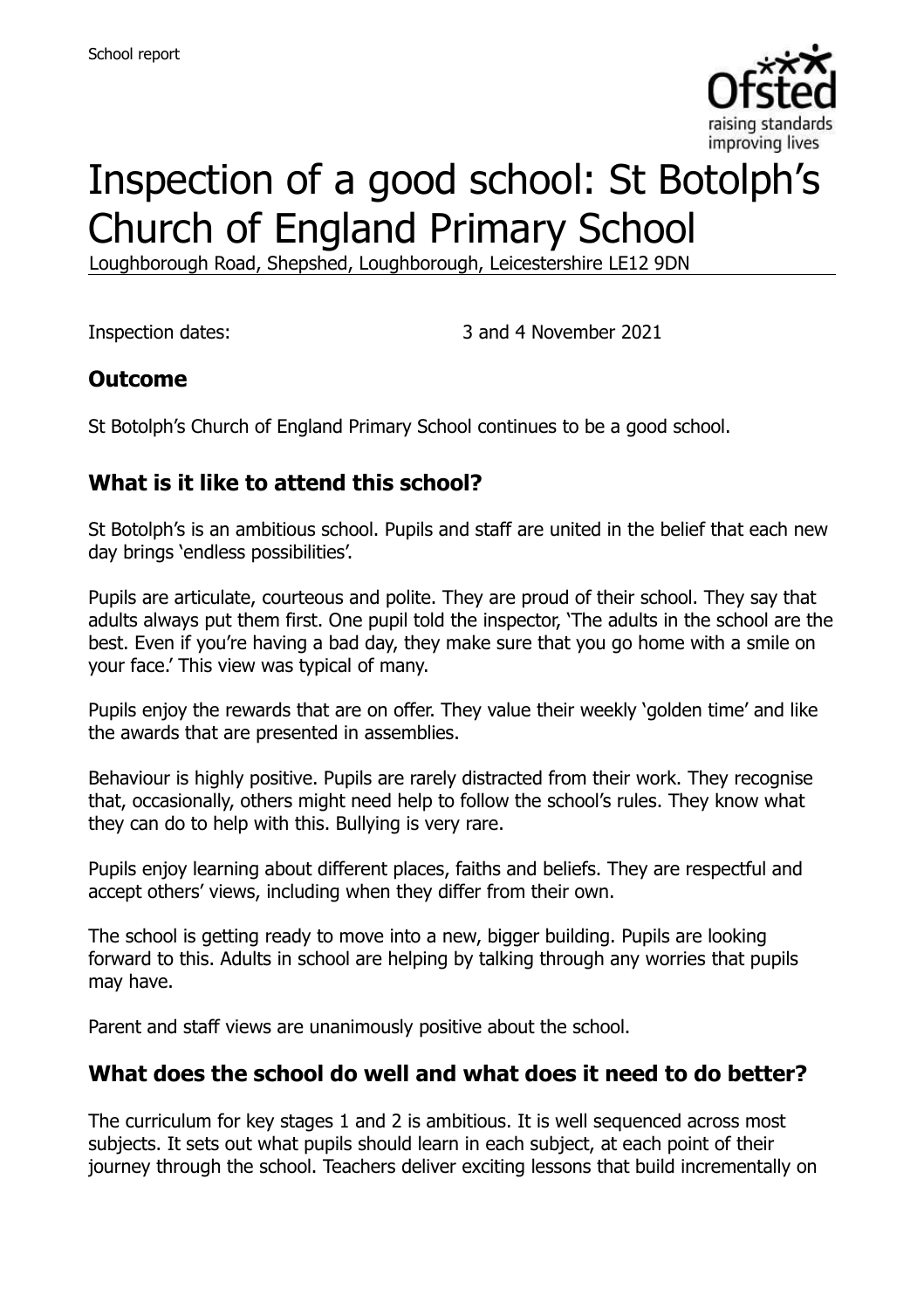School report

# Inspection of a good school: St Botolph's Church of England Primary School

Loughborough Road, Shepshed, Loughborough, Leicestershire LE12 9DN

Inspection dates: 3 and 4 November 2021

## Outcome

St Botolph's Church of England Primary School continues to be a good school.

## What is it like to attend this school?

St Botolph's is an ambitious school. Pupils and staff are united in the belief that each new day brings 'endless possibilities'.

Pupils are articulate, courteous and polite. They are proud of their school. They say that adults always put them first. One pupil told the inspector, 'The adults in the school are the best. Even if you're having a bad day, they make sure that you go home with a smile on your face.' This view was typical of many.

Pupils enjoy the rewards that are on offer. They value their weekly 'golden time' and like the awards that are presented in assemblies.

Behaviour is highly positive. Pupils are rarely distracted from their work. They recognise that, occasionally, others might need help to follow the school's rules. They know what they can do to help with this. Bullying is very rare.

Pupils enjoy learning about different places, faiths and beliefs. They are respectful and accept others' views, including when they differ from their own.

The school is getting ready to move into a new, bigger building. Pupils are looking forward to this. Adults in school are helping by talking through any worries that pupils may have.

Parent and staff views are unanimously positive about the school.

## What does the school do well and what does it need to do better?

The curriculum for key stages 1 and 2 is ambitious. It is well sequenced across most subjects. It sets out what pupils should learn in each subject, at each point of their journey through the school. Teachers deliver exciting lessons that build incrementally on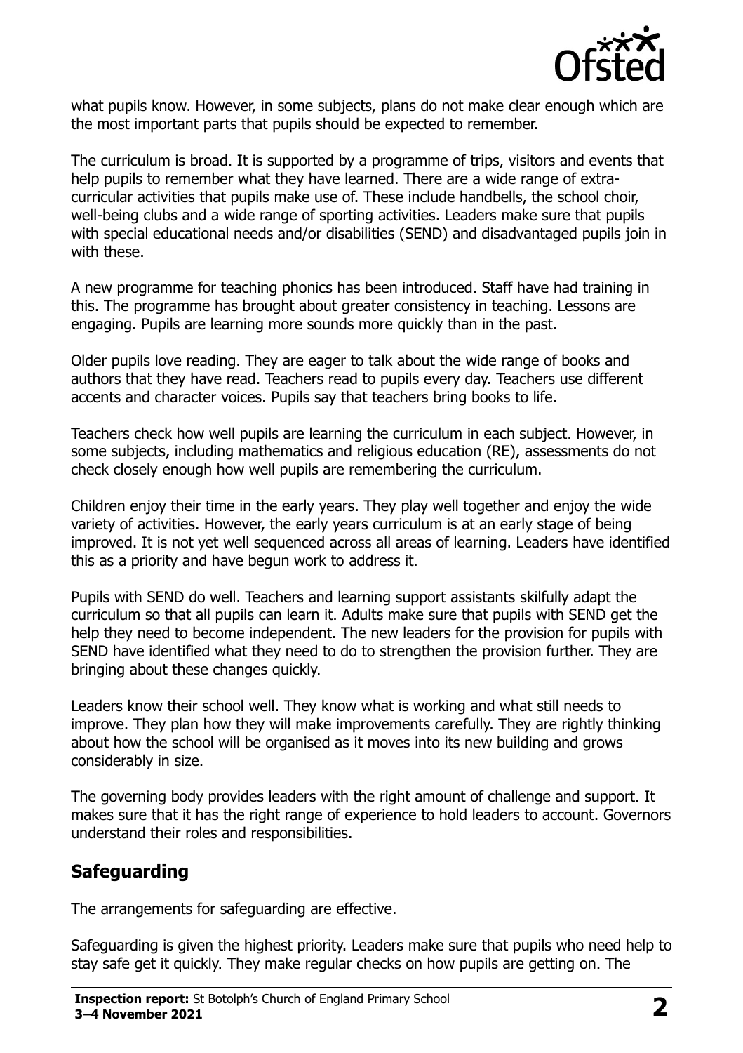what pupils know. However, in some subjects, plans do not make clear enough which are the most important parts that pupils should be expected to remember.

The curriculum is broad. It is supported by a programme of trips, visitors and events that help pupils to remember what they have learned. There are a wide range of extra-curricular activities that pupils make use of. These include handbells, the school choir, well-being clubs and a wide range of sporting activities. Leaders make sure that pupils with special educational needs and/or disabilities (SEND) and disadvantaged pupils join in with these.

A new programme for teaching phonics has been introduced. Staff have had training in this. The programme has brought about greater consistency in teaching. Lessons are engaging. Pupils are learning more sounds more quickly than in the past.

Older pupils love reading. They are eager to talk about the wide range of books and authors that they have read. Teachers read to pupils every day. Teachers use different accents and character voices. Pupils say that teachers bring books to life.

Teachers check how well pupils are learning the curriculum in each subject. However, in some subjects, including mathematics and religious education (RE), assessments do not check closely enough how well pupils are remembering the curriculum.

Children enjoy their time in the early years. They play well together and enjoy the wide variety of activities. However, the early years curriculum is at an early stage of being improved. It is not yet well sequenced across all areas of learning. Leaders have identified this as a priority and have begun work to address it.

Pupils with SEND do well. Teachers and learning support assistants skilfully adapt the curriculum so that all pupils can learn it. Adults make sure that pupils with SEND get the help they need to become independent. The new leaders for the provision for pupils with SEND have identified what they need to do to strengthen the provision further. They are bringing about these changes quickly.

Leaders know their school well. They know what is working and what still needs to improve. They plan how they will make improvements carefully. They are rightly thinking about how the school will be organised as it moves into its new building and grows considerably in size.

The governing body provides leaders with the right amount of challenge and support. It makes sure that it has the right range of experience to hold leaders to account. Governors understand their roles and responsibilities.

## Safeguarding

The arrangements for safeguarding are effective.

Safeguarding is given the highest priority. Leaders make sure that pupils who need help to stay safe get it quickly. They make regular checks on how pupils are getting on. The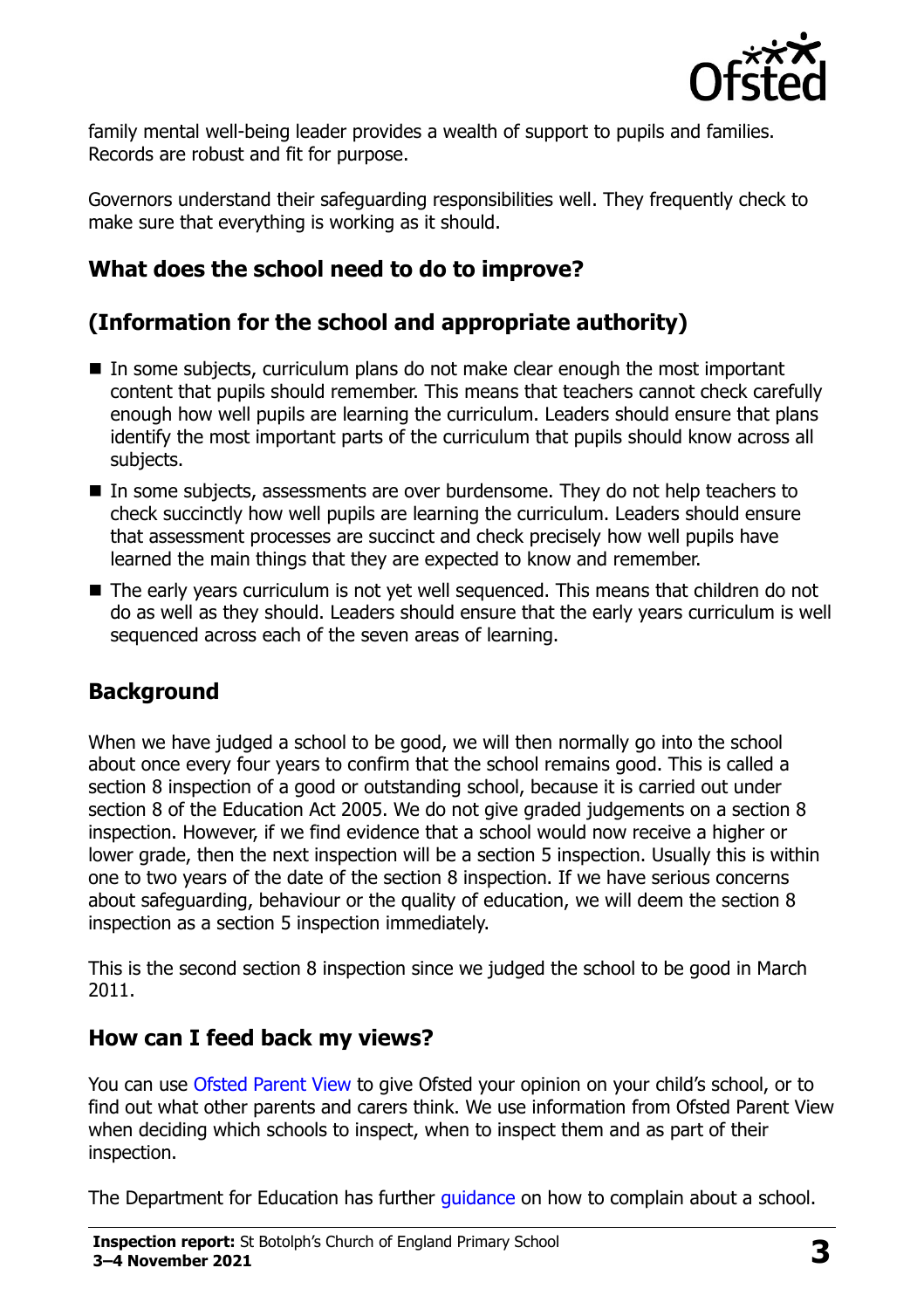family mental well-being leader provides a wealth of support to pupils and families. Records are robust and fit for purpose.

Governors understand their safeguarding responsibilities well. They frequently check to make sure that everything is working as it should.

## What does the school need to do to improve?

## (Information for the school and appropriate authority)

- In some subjects, curriculum plans do not make clear enough the most important content that pupils should remember. This means that teachers cannot check carefully enough how well pupils are learning the curriculum. Leaders should ensure that plans identify the most important parts of the curriculum that pupils should know across all subjects.
- In some subjects, assessments are over burdensome. They do not help teachers to check succinctly how well pupils are learning the curriculum. Leaders should ensure that assessment processes are succinct and check precisely how well pupils have learned the main things that they are expected to know and remember.
- The early years curriculum is not yet well sequenced. This means that children do not do as well as they should. Leaders should ensure that the early years curriculum is well sequenced across each of the seven areas of learning.

## Background

When we have judged a school to be good, we will then normally go into the school about once every four years to confirm that the school remains good. This is called a section 8 inspection of a good or outstanding school, because it is carried out under section 8 of the Education Act 2005. We do not give graded judgements on a section 8 inspection. However, if we find evidence that a school would now receive a higher or lower grade, then the next inspection will be a section 5 inspection. Usually this is within one to two years of the date of the section 8 inspection. If we have serious concerns about safeguarding, behaviour or the quality of education, we will deem the section 8 inspection as a section 5 inspection immediately.

This is the second section 8 inspection since we judged the school to be good in March 2011.

## How can I feed back my views?

You can use Ofsted Parent View to give Ofsted your opinion on your child's school, or to find out what other parents and carers think. We use information from Ofsted Parent View when deciding which schools to inspect, when to inspect them and as part of their inspection.

The Department for Education has further guidance on how to complain about a school.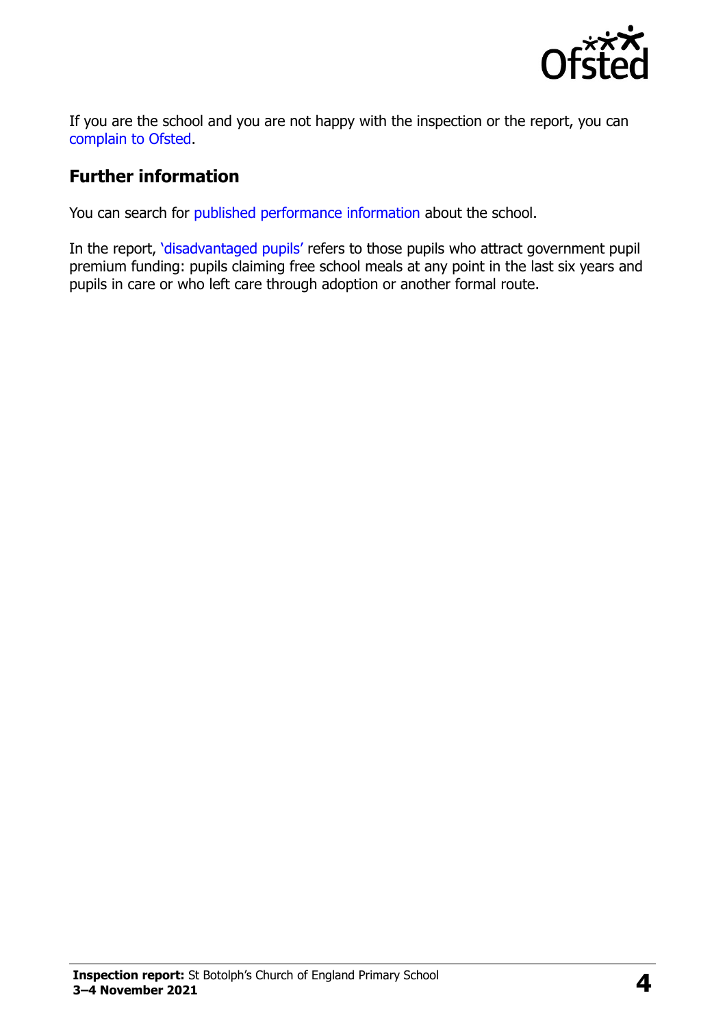If you are the school and you are not happy with the inspection or the report, you can complain to Ofsted.

## Further information

You can search for published performance information about the school.

In the report, 'disadvantaged pupils' refers to those pupils who attract government pupil premium funding: pupils claiming free school meals at any point in the last six years and pupils in care or who left care through adoption or another formal route.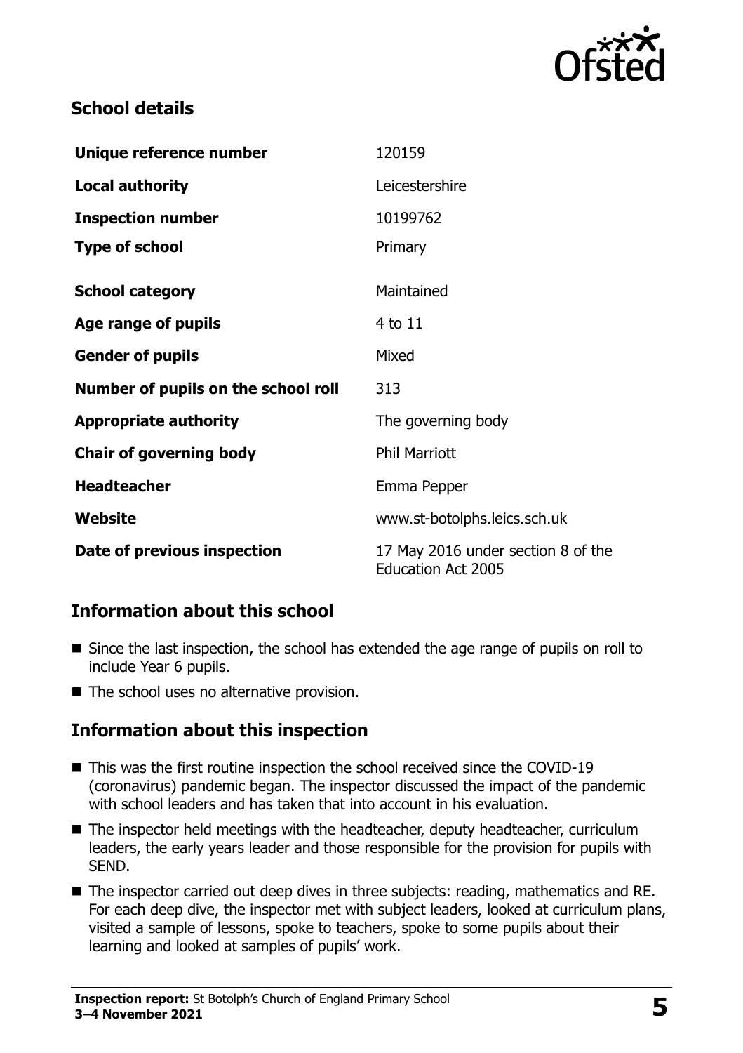## School details

| | |
|---|---|
| **Unique reference number** | 120159 |
| **Local authority** | Leicestershire |
| **Inspection number** | 10199762 |
| **Type of school** | Primary |
| **School category** | Maintained |
| **Age range of pupils** | 4 to 11 |
| **Gender of pupils** | Mixed |
| **Number of pupils on the school roll** | 313 |
| **Appropriate authority** | The governing body |
| **Chair of governing body** | Phil Marriott |
| **Headteacher** | Emma Pepper |
| **Website** | www.st-botolphs.leics.sch.uk |
| **Date of previous inspection** | 17 May 2016 under section 8 of the Education Act 2005 |

## Information about this school

- Since the last inspection, the school has extended the age range of pupils on roll to include Year 6 pupils.
- The school uses no alternative provision.

## Information about this inspection

- This was the first routine inspection the school received since the COVID-19 (coronavirus) pandemic began. The inspector discussed the impact of the pandemic with school leaders and has taken that into account in his evaluation.
- The inspector held meetings with the headteacher, deputy headteacher, curriculum leaders, the early years leader and those responsible for the provision for pupils with SEND.
- The inspector carried out deep dives in three subjects: reading, mathematics and RE. For each deep dive, the inspector met with subject leaders, looked at curriculum plans, visited a sample of lessons, spoke to teachers, spoke to some pupils about their learning and looked at samples of pupils' work.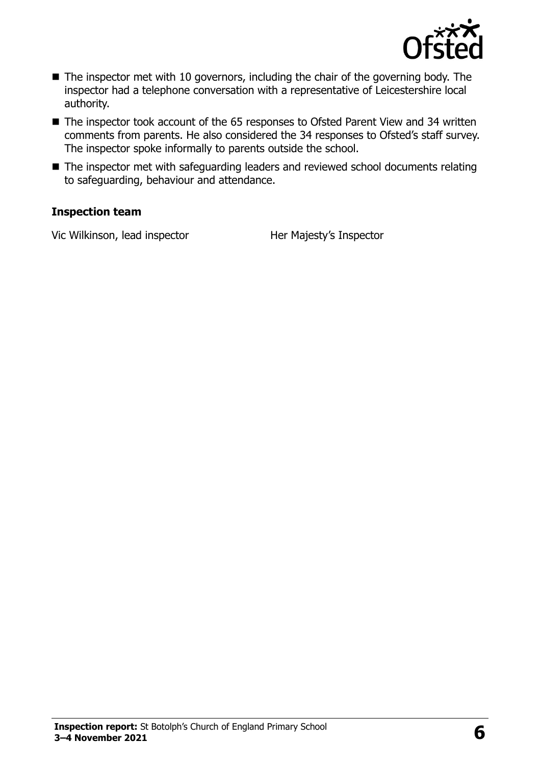- The inspector met with 10 governors, including the chair of the governing body. The inspector had a telephone conversation with a representative of Leicestershire local authority.
- The inspector took account of the 65 responses to Ofsted Parent View and 34 written comments from parents. He also considered the 34 responses to Ofsted's staff survey. The inspector spoke informally to parents outside the school.
- The inspector met with safeguarding leaders and reviewed school documents relating to safeguarding, behaviour and attendance.

### Inspection team

| | |
|---|---|
| Vic Wilkinson, lead inspector | Her Majesty's Inspector |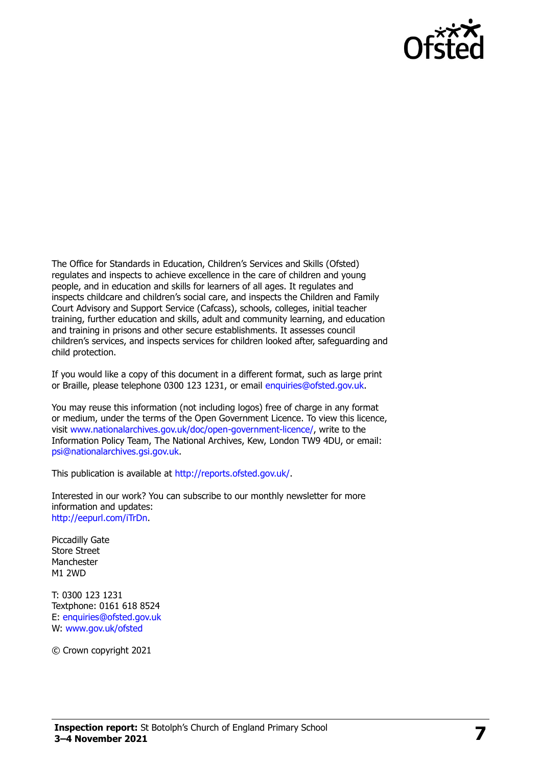The Office for Standards in Education, Children's Services and Skills (Ofsted) regulates and inspects to achieve excellence in the care of children and young people, and in education and skills for learners of all ages. It regulates and inspects childcare and children's social care, and inspects the Children and Family Court Advisory and Support Service (Cafcass), schools, colleges, initial teacher training, further education and skills, adult and community learning, and education and training in prisons and other secure establishments. It assesses council children's services, and inspects services for children looked after, safeguarding and child protection.

If you would like a copy of this document in a different format, such as large print or Braille, please telephone 0300 123 1231, or email enquiries@ofsted.gov.uk.

You may reuse this information (not including logos) free of charge in any format or medium, under the terms of the Open Government Licence. To view this licence, visit www.nationalarchives.gov.uk/doc/open-government-licence/, write to the Information Policy Team, The National Archives, Kew, London TW9 4DU, or email: psi@nationalarchives.gsi.gov.uk.

This publication is available at http://reports.ofsted.gov.uk/.

Interested in our work? You can subscribe to our monthly newsletter for more information and updates: http://eepurl.com/iTrDn.

Piccadilly Gate
Store Street
Manchester
M1 2WD

T: 0300 123 1231
Textphone: 0161 618 8524
E: enquiries@ofsted.gov.uk
W: www.gov.uk/ofsted

© Crown copyright 2021